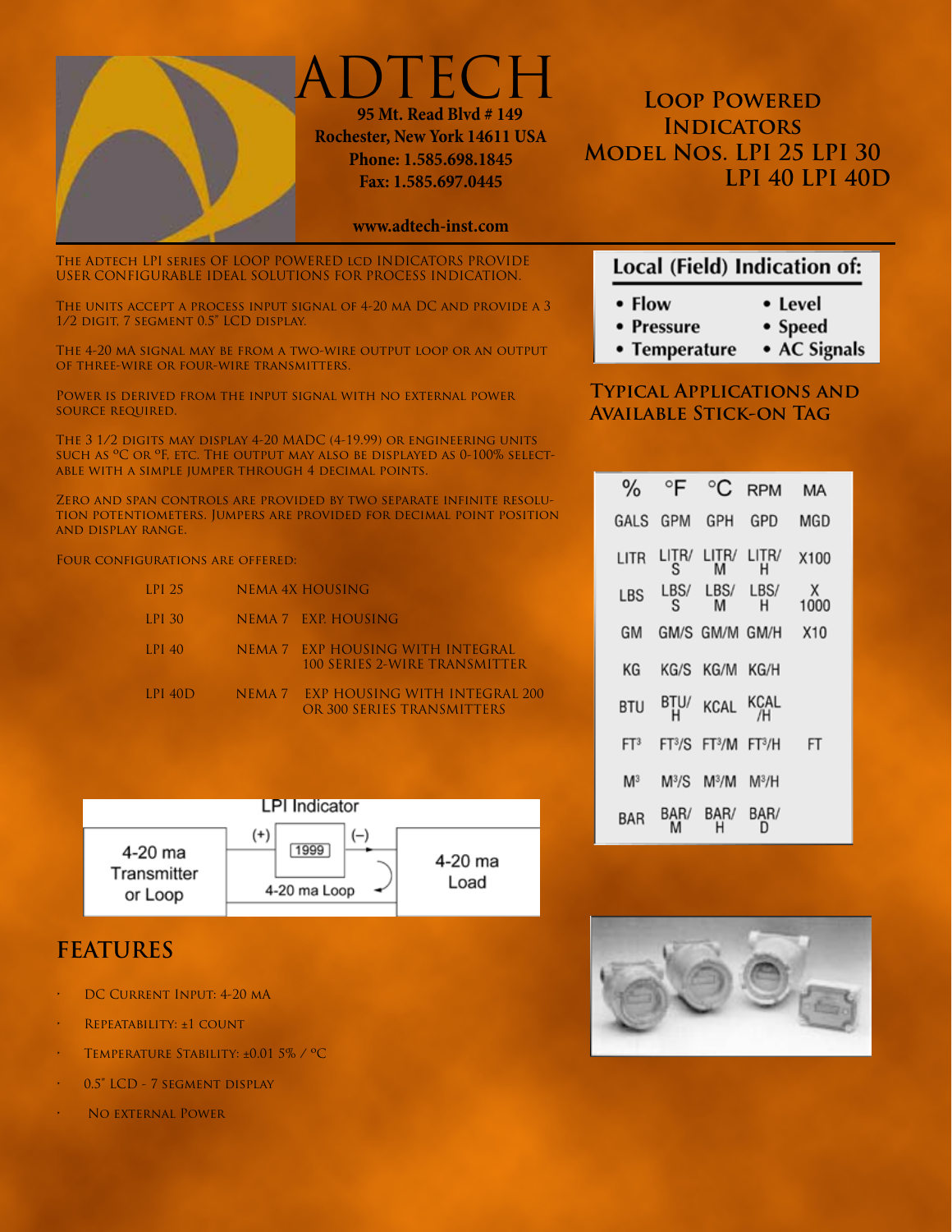# ADTECH

**95 Mt. Read Blvd # 149**
**Rochester, New York 14611 USA**
**Phone: 1.585.698.1845**
**Fax: 1.585.697.0445**

**www.adtech-inst.com**

## Loop Powered Indicators Model Nos. LPI 25 LPI 30 LPI 40 LPI 40D

The Adtech LPI series of loop powered LCD indicators provide user configurable ideal solutions for process indication.

The units accept a process input signal of 4-20 mA DC and provide a 3 1/2 digit, 7 segment 0.5" LCD display.

The 4-20 mA signal may be from a two-wire output loop or an output of three-wire or four-wire transmitters.

Power is derived from the input signal with no external power source required.

The 3 1/2 digits may display 4-20 MADC (4-19.99) or engineering units such as °C or °F, etc. The output may also be displayed as 0-100% selectable with a simple jumper through 4 decimal points.

Zero and span controls are provided by two separate infinite resolution potentiometers. Jumpers are provided for decimal point position and display range.

Four configurations are offered:

| | | |
|---|---|---|
| LPI 25 | NEMA 4X HOUSING | |
| LPI 30 | NEMA 7 | EXP. HOUSING |
| LPI 40 | NEMA 7 | EXP HOUSING WITH INTEGRAL 100 SERIES 2-WIRE TRANSMITTER |
| LPI 40D | NEMA 7 | EXP HOUSING WITH INTEGRAL 200 OR 300 SERIES TRANSMITTERS |

LPI Indicator

4-20 ma Transmitter or Loop — (+) 1999 (–) — 4-20 ma Loop — 4-20 ma Load

## FEATURES

- DC Current Input: 4-20 mA
- Repeatability: ±1 count
- Temperature Stability: ±0.01 5% / °C
- 0.5" LCD - 7 segment display
- No external Power

### Local (Field) Indication of:

- Flow
- Level
- Pressure
- Speed
- Temperature
- AC Signals

### Typical Applications and Available Stick-on Tag

| % | °F | °C | RPM | MA |
|---|---|---|---|---|
| GALS | GPM | GPH | GPD | MGD |
| LITR | LITR/S | LITR/M | LITR/H | X100 |
| LBS | LBS/S | LBS/M | LBS/H | X 1000 |
| GM | GM/S | GM/M | GM/H | X10 |
| KG | KG/S | KG/M | KG/H | |
| BTU | BTU/H | KCAL | KCAL/H | |
| $FT^3$ | $FT^3/S$ | $FT^3/M$ | $FT^3/H$ | FT |
| $M^3$ | $M^3/S$ | $M^3/M$ | $M^3/H$ | |
| BAR | BAR/M | BAR/H | BAR/D | |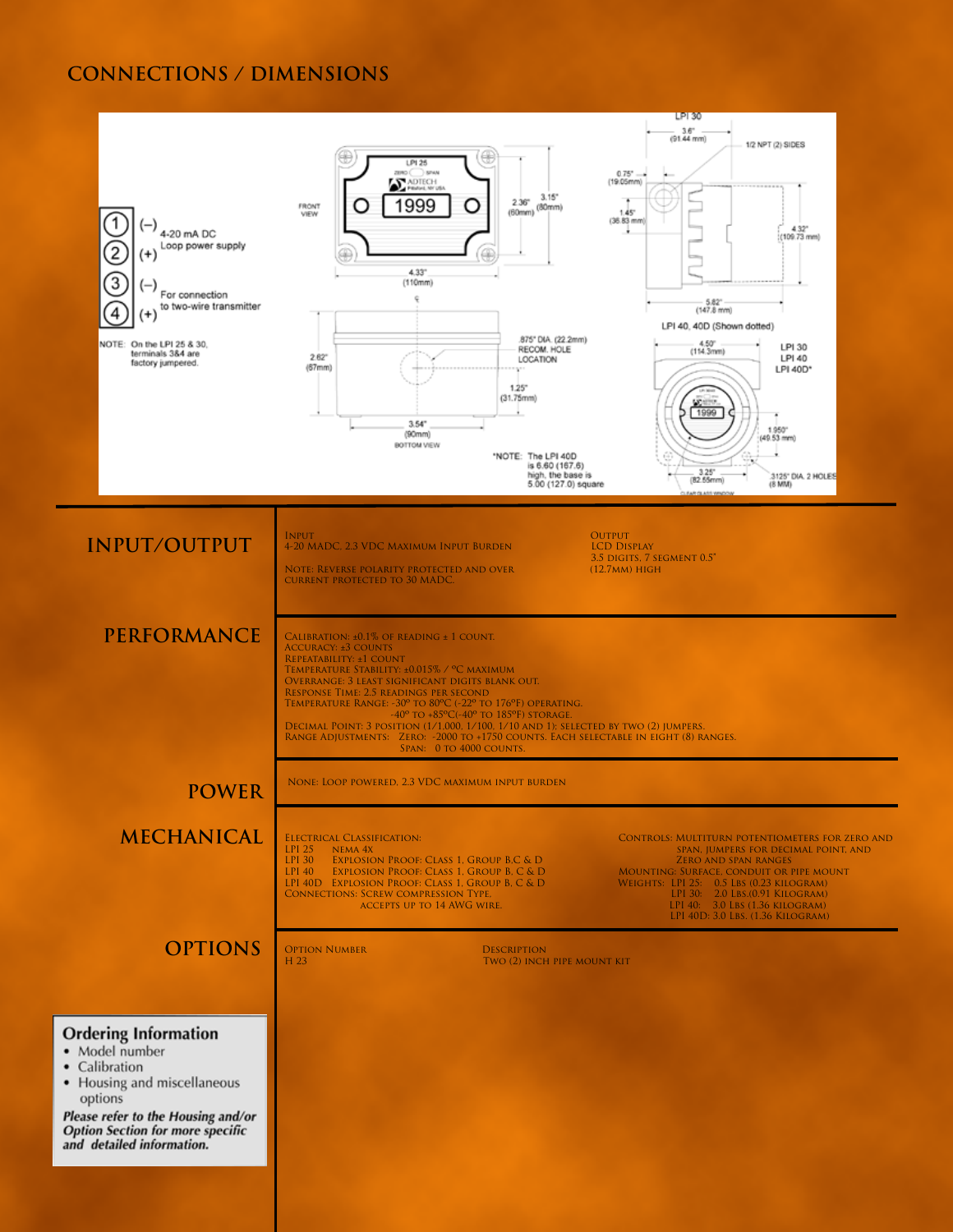## CONNECTIONS / DIMENSIONS

1 (–) 4-20 mA DC
2 (+) Loop power supply
3 (–) For connection
4 (+) to two-wire transmitter

NOTE: On the LPI 25 & 30, terminals 3&4 are factory jumpered.

FRONT VIEW

LPI 25

1999

2.36" (60mm)
3.15" (80mm)
4.33" (110mm)

2.62" (67mm)
.875" DIA. (22.2mm) RECOM. HOLE LOCATION
1.25" (31.75mm)
3.54" (90mm)
BOTTOM VIEW

LPI 30
3.6" (91.44 mm)
1/2 NPT (2) SIDES
0.75" (19.05mm)
1.45" (36.83 mm)
4.32" (109.73 mm)
5.82" (147.8 mm)

LPI 40, 40D (Shown dotted)
4.50" (114.3mm)
LPI 30
LPI 40
LPI 40D*
1.950" (49.53 mm)
3.25" (82.55mm)
.3125" DIA. 2 HOLES (8 MM)

*NOTE: The LPI 40D is 6.60 (167.6) high, the base is 5.00 (127.0) square

## INPUT/OUTPUT

**Input**
4-20 MADC. 2.3 VDC Maximum Input Burden

Note: Reverse polarity protected and over current protected to 30 MADC.

**Output**
LCD Display
3.5 digits, 7 segment 0.5" (12.7mm) high

## PERFORMANCE

Calibration: ±0.1% of reading ± 1 count.
Accuracy: ±3 counts
Repeatability: ±1 count
Temperature Stability: ±0.015% / °C maximum
Overrange: 3 least significant digits blank out.
Response Time: 2.5 readings per second
Temperature Range: -30° to 80°C (-22° to 176°F) operating.
-40° to +85°C(-40° to 185°F) storage.
Decimal Point: 3 position (1/1.000, 1/100, 1/10 and 1); selected by two (2) jumpers.
Range Adjustments: Zero: -2000 to +1750 counts. Each selectable in eight (8) ranges.
Span: 0 to 4000 counts.

## POWER

None: Loop powered, 2.3 VDC maximum input burden

## MECHANICAL

Electrical Classification:
LPI 25 NEMA 4X
LPI 30 Explosion Proof: Class 1, Group B,C & D
LPI 40 Explosion Proof: Class 1, Group B, C & D
LPI 40D Explosion Proof: Class 1, Group B, C & D
Connections: Screw compression type, accepts up to 14 AWG wire.

Controls: Multiturn potentiometers for zero and span, jumpers for decimal point, and zero and span ranges
Mounting: Surface, conduit or pipe mount
Weights: LPI 25: 0.5 Lbs (0.23 kilogram)
LPI 30: 2.0 Lbs.(0.91 kilogram)
LPI 40: 3.0 Lbs (1.36 kilogram)
LPI 40D: 3.0 Lbs. (1.36 kilogram)

## OPTIONS

| Option Number | Description |
|---|---|
| H 23 | Two (2) inch pipe mount kit |

### Ordering Information

- Model number
- Calibration
- Housing and miscellaneous options

***Please refer to the Housing and/or Option Section for more specific and detailed information.***